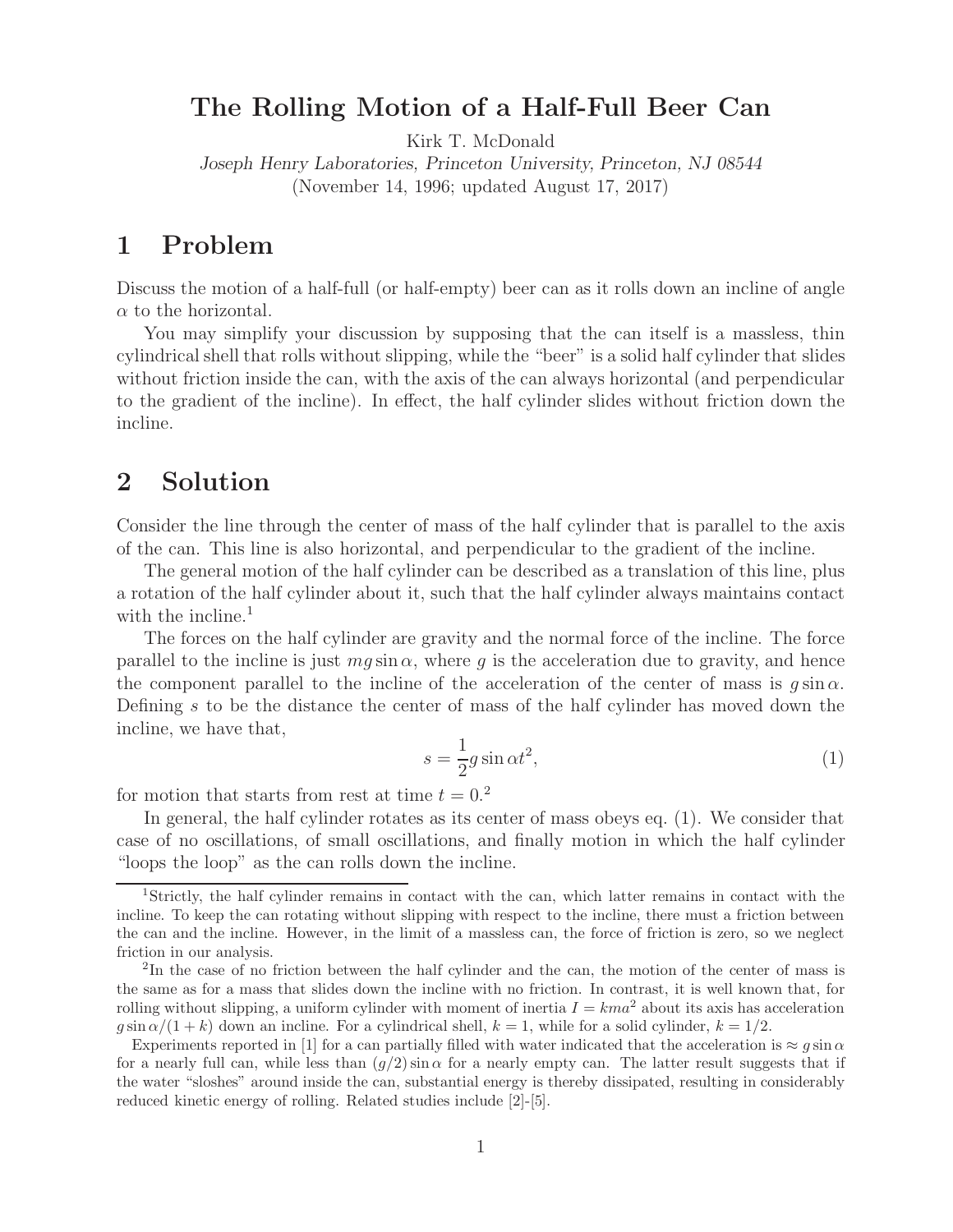# The Rolling Motion of a Half-Full Beer Can

Kirk T. McDonald

*Joseph Henry Laboratories, Princeton University, Princeton, NJ 08544*

(November 14, 1996; updated August 17, 2017)

## 1 Problem

Discuss the motion of a half-full (or half-empty) beer can as it rolls down an incline of angle $\alpha$ to the horizontal.

You may simplify your discussion by supposing that the can itself is a massless, thin cylindrical shell that rolls without slipping, while the "beer" is a solid half cylinder that slides without friction inside the can, with the axis of the can always horizontal (and perpendicular to the gradient of the incline). In effect, the half cylinder slides without friction down the incline.

## 2 Solution

Consider the line through the center of mass of the half cylinder that is parallel to the axis of the can. This line is also horizontal, and perpendicular to the gradient of the incline.

The general motion of the half cylinder can be described as a translation of this line, plus a rotation of the half cylinder about it, such that the half cylinder always maintains contact with the incline.[1]

The forces on the half cylinder are gravity and the normal force of the incline. The force parallel to the incline is just $mg\sin\alpha$, where $g$ is the acceleration due to gravity, and hence the component parallel to the incline of the acceleration of the center of mass is $g\sin\alpha$. Defining $s$ to be the distance the center of mass of the half cylinder has moved down the incline, we have that,

$$s = \frac{1}{2} g \sin\alpha t^2, \tag{1}$$

for motion that starts from rest at time $t = 0$.[2]

In general, the half cylinder rotates as its center of mass obeys eq. (1). We consider that case of no oscillations, of small oscillations, and finally motion in which the half cylinder "loops the loop" as the can rolls down the incline.

---

[1] Strictly, the half cylinder remains in contact with the can, which latter remains in contact with the incline. To keep the can rotating without slipping with respect to the incline, there must a friction between the can and the incline. However, in the limit of a massless can, the force of friction is zero, so we neglect friction in our analysis.

[2] In the case of no friction between the half cylinder and the can, the motion of the center of mass is the same as for a mass that slides down the incline with no friction. In contrast, it is well known that, for rolling without slipping, a uniform cylinder with moment of inertia $I = kma^2$ about its axis has acceleration $g\sin\alpha/(1+k)$ down an incline. For a cylindrical shell, $k = 1$, while for a solid cylinder, $k = 1/2$.

Experiments reported in [1] for a can partially filled with water indicated that the acceleration is $\approx g\sin\alpha$ for a nearly full can, while less than $(g/2)\sin\alpha$ for a nearly empty can. The latter result suggests that if the water "sloshes" around inside the can, substantial energy is thereby dissipated, resulting in considerably reduced kinetic energy of rolling. Related studies include [2]-[5].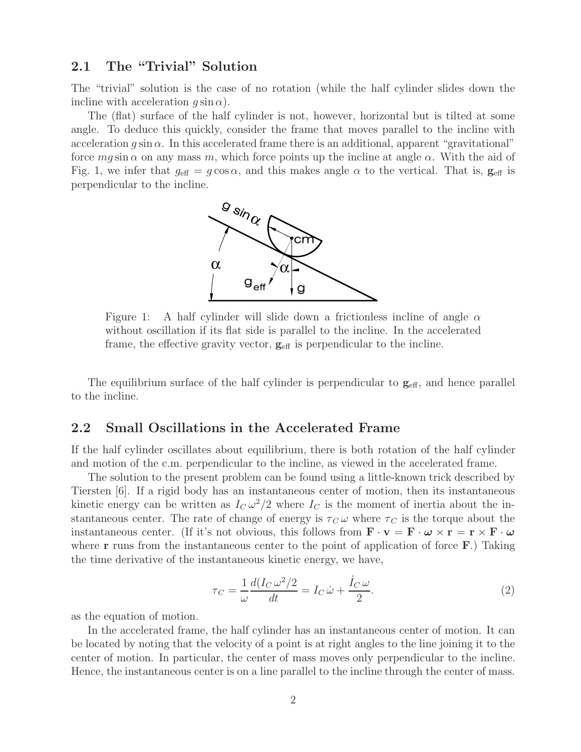## 2.1 The "Trivial" Solution

The "trivial" solution is the case of no rotation (while the half cylinder slides down the incline with acceleration $g \sin \alpha$).

The (flat) surface of the half cylinder is not, however, horizontal but is tilted at some angle. To deduce this quickly, consider the frame that moves parallel to the incline with acceleration $g \sin \alpha$. In this accelerated frame there is an additional, apparent "gravitational" force $mg \sin \alpha$ on any mass $m$, which force points up the incline at angle $\alpha$. With the aid of Fig. 1, we infer that $g_{\text{eff}} = g \cos \alpha$, and this makes angle $\alpha$ to the vertical. That is, $\mathbf{g}_{\text{eff}}$ is perpendicular to the incline.

Figure 1: A half cylinder will slide down a frictionless incline of angle $\alpha$ without oscillation if its flat side is parallel to the incline. In the accelerated frame, the effective gravity vector, $\mathbf{g}_{\text{eff}}$ is perpendicular to the incline.

The equilibrium surface of the half cylinder is perpendicular to $\mathbf{g}_{\text{eff}}$, and hence parallel to the incline.

## 2.2 Small Oscillations in the Accelerated Frame

If the half cylinder oscillates about equilibrium, there is both rotation of the half cylinder and motion of the c.m. perpendicular to the incline, as viewed in the accelerated frame.

The solution to the present problem can be found using a little-known trick described by Tiersten [6]. If a rigid body has an instantaneous center of motion, then its instantaneous kinetic energy can be written as $I_C \, \omega^2/2$ where $I_C$ is the moment of inertia about the instantaneous center. The rate of change of energy is $\tau_C \, \omega$ where $\tau_C$ is the torque about the instantaneous center. (If it's not obvious, this follows from $\mathbf{F} \cdot \mathbf{v} = \mathbf{F} \cdot \boldsymbol{\omega} \times \mathbf{r} = \mathbf{r} \times \mathbf{F} \cdot \boldsymbol{\omega}$ where $\mathbf{r}$ runs from the instantaneous center to the point of application of force $\mathbf{F}$.) Taking the time derivative of the instantaneous kinetic energy, we have,

$$\tau_C = \frac{1}{\omega} \frac{d(I_C \, \omega^2/2}{dt} = I_C \, \dot{\omega} + \frac{\dot{I}_C \, \omega}{2}. \tag{2}$$

as the equation of motion.

In the accelerated frame, the half cylinder has an instantaneous center of motion. It can be located by noting that the velocity of a point is at right angles to the line joining it to the center of motion. In particular, the center of mass moves only perpendicular to the incline. Hence, the instantaneous center is on a line parallel to the incline through the center of mass.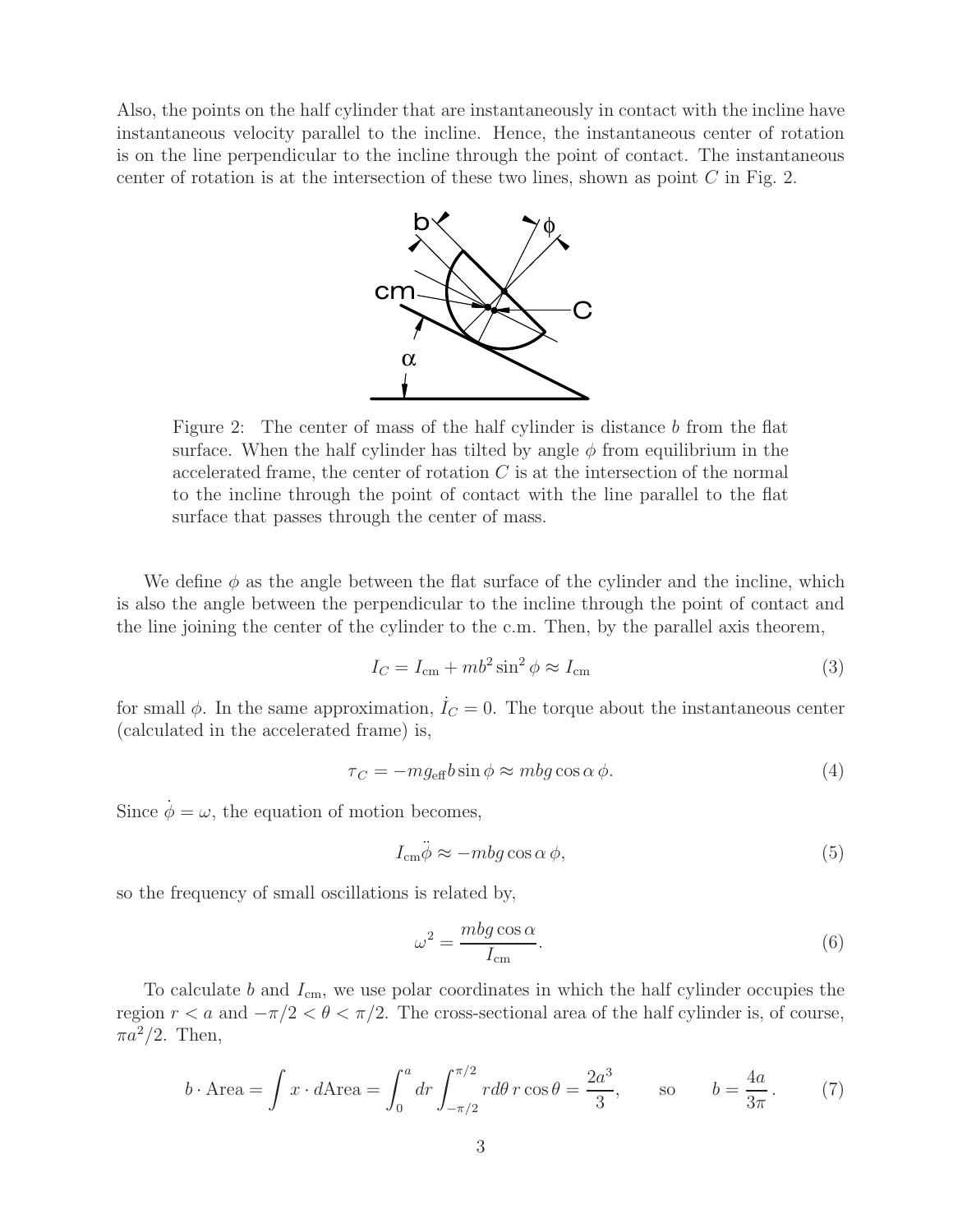Also, the points on the half cylinder that are instantaneously in contact with the incline have instantaneous velocity parallel to the incline. Hence, the instantaneous center of rotation is on the line perpendicular to the incline through the point of contact. The instantaneous center of rotation is at the intersection of these two lines, shown as point $C$ in Fig. 2.

Figure 2: The center of mass of the half cylinder is distance $b$ from the flat surface. When the half cylinder has tilted by angle $\phi$ from equilibrium in the accelerated frame, the center of rotation $C$ is at the intersection of the normal to the incline through the point of contact with the line parallel to the flat surface that passes through the center of mass.

We define $\phi$ as the angle between the flat surface of the cylinder and the incline, which is also the angle between the perpendicular to the incline through the point of contact and the line joining the center of the cylinder to the c.m. Then, by the parallel axis theorem,

$$I_C = I_{\rm cm} + mb^2 \sin^2 \phi \approx I_{\rm cm} \tag{3}$$

for small $\phi$. In the same approximation, $\dot{I}_C = 0$. The torque about the instantaneous center (calculated in the accelerated frame) is,

$$\tau_C = -mg_{\rm eff} b \sin \phi \approx mbg \cos \alpha \, \phi. \tag{4}$$

Since $\dot{\phi} = \omega$, the equation of motion becomes,

$$I_{\rm cm} \ddot{\phi} \approx -mbg \cos \alpha \, \phi, \tag{5}$$

so the frequency of small oscillations is related by,

$$\omega^2 = \frac{mbg \cos \alpha}{I_{\rm cm}}. \tag{6}$$

To calculate $b$ and $I_{\rm cm}$, we use polar coordinates in which the half cylinder occupies the region $r < a$ and $-\pi/2 < \theta < \pi/2$. The cross-sectional area of the half cylinder is, of course, $\pi a^2/2$. Then,

$$b \cdot \text{Area} = \int x \cdot d\text{Area} = \int_0^a dr \int_{-\pi/2}^{\pi/2} r d\theta \, r \cos \theta = \frac{2a^3}{3}, \qquad \text{so} \qquad b = \frac{4a}{3\pi}. \tag{7}$$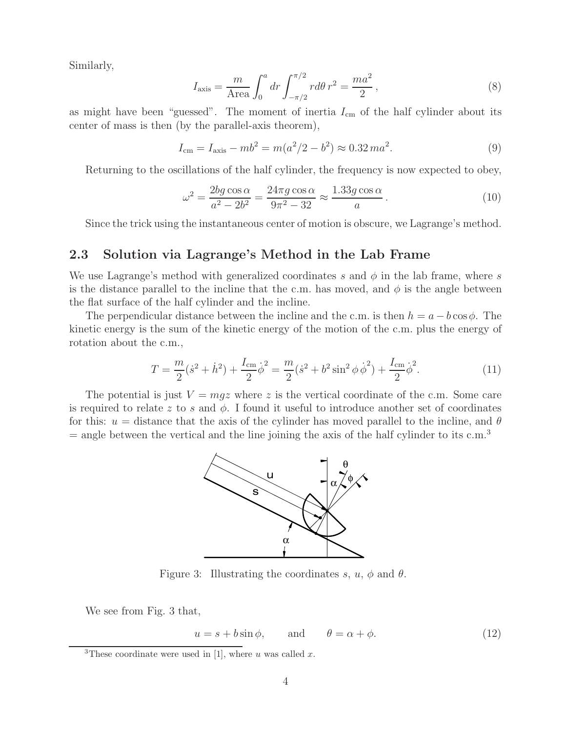Similarly,

$$I_{\text{axis}} = \frac{m}{\text{Area}} \int_0^a dr \int_{-\pi/2}^{\pi/2} r d\theta \, r^2 = \frac{ma^2}{2}\,, \tag{8}$$

as might have been "guessed". The moment of inertia $I_{\text{cm}}$ of the half cylinder about its center of mass is then (by the parallel-axis theorem),

$$I_{\text{cm}} = I_{\text{axis}} - mb^2 = m(a^2/2 - b^2) \approx 0.32\, ma^2. \tag{9}$$

Returning to the oscillations of the half cylinder, the frequency is now expected to obey,

$$\omega^2 = \frac{2bg\cos\alpha}{a^2 - 2b^2} = \frac{24\pi g \cos\alpha}{9\pi^2 - 32} \approx \frac{1.33 g \cos\alpha}{a}\,. \tag{10}$$

Since the trick using the instantaneous center of motion is obscure, we Lagrange's method.

## 2.3 Solution via Lagrange's Method in the Lab Frame

We use Lagrange's method with generalized coordinates $s$ and $\phi$ in the lab frame, where $s$ is the distance parallel to the incline that the c.m. has moved, and $\phi$ is the angle between the flat surface of the half cylinder and the incline.

The perpendicular distance between the incline and the c.m. is then $h = a - b\cos\phi$. The kinetic energy is the sum of the kinetic energy of the motion of the c.m. plus the energy of rotation about the c.m.,

$$T = \frac{m}{2}(\dot{s}^2 + \dot{h}^2) + \frac{I_{\text{cm}}}{2}\dot{\phi}^2 = \frac{m}{2}(\dot{s}^2 + b^2 \sin^2\phi\, \dot{\phi}^2) + \frac{I_{\text{cm}}}{2}\dot{\phi}^2. \tag{11}$$

The potential is just $V = mgz$ where $z$ is the vertical coordinate of the c.m. Some care is required to relate $z$ to $s$ and $\phi$. I found it useful to introduce another set of coordinates for this: $u$ = distance that the axis of the cylinder has moved parallel to the incline, and $\theta$ = angle between the vertical and the line joining the axis of the half cylinder to its c.m.[3]

Figure 3: Illustrating the coordinates $s$, $u$, $\phi$ and $\theta$.

We see from Fig. 3 that,

$$u = s + b\sin\phi, \qquad \text{and} \qquad \theta = \alpha + \phi. \tag{12}$$

[3] These coordinate were used in [1], where $u$ was called $x$.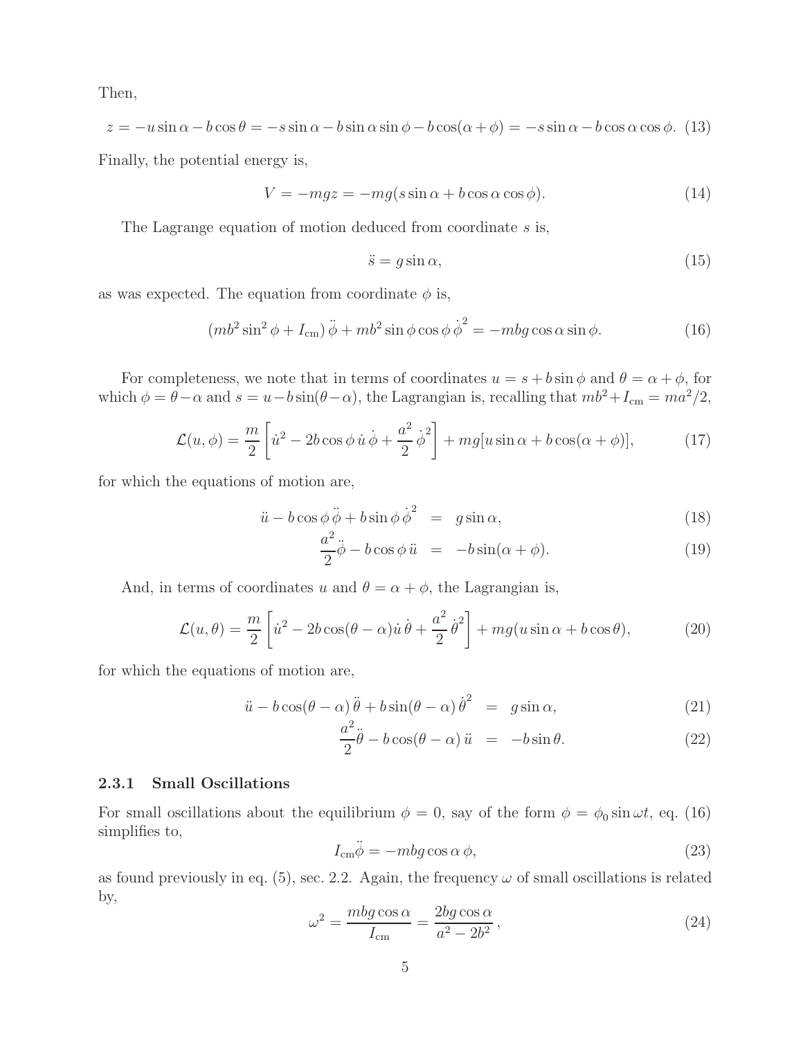Then,

$$z = -u\sin\alpha - b\cos\theta = -s\sin\alpha - b\sin\alpha\sin\phi - b\cos(\alpha+\phi) = -s\sin\alpha - b\cos\alpha\cos\phi. \tag{13}$$

Finally, the potential energy is,

$$V = -mgz = -mg(s\sin\alpha + b\cos\alpha\cos\phi). \tag{14}$$

The Lagrange equation of motion deduced from coordinate $s$ is,

$$\ddot{s} = g\sin\alpha, \tag{15}$$

as was expected. The equation from coordinate $\phi$ is,

$$(mb^2\sin^2\phi + I_{\rm cm})\,\ddot{\phi} + mb^2\sin\phi\cos\phi\,\dot{\phi}^2 = -mbg\cos\alpha\sin\phi. \tag{16}$$

For completeness, we note that in terms of coordinates $u = s + b\sin\phi$ and $\theta = \alpha + \phi$, for which $\phi = \theta - \alpha$ and $s = u - b\sin(\theta-\alpha)$, the Lagrangian is, recalling that $mb^2 + I_{\rm cm} = ma^2/2$,

$$\mathcal{L}(u,\phi) = \frac{m}{2}\left[\dot{u}^2 - 2b\cos\phi\,\dot{u}\,\dot{\phi} + \frac{a^2}{2}\,\dot{\phi}^2\right] + mg[u\sin\alpha + b\cos(\alpha+\phi)], \tag{17}$$

for which the equations of motion are,

$$\ddot{u} - b\cos\phi\,\ddot{\phi} + b\sin\phi\,\dot{\phi}^2 = g\sin\alpha, \tag{18}$$

$$\frac{a^2}{2}\ddot{\phi} - b\cos\phi\,\ddot{u} = -b\sin(\alpha+\phi). \tag{19}$$

And, in terms of coordinates $u$ and $\theta = \alpha + \phi$, the Lagrangian is,

$$\mathcal{L}(u,\theta) = \frac{m}{2}\left[\dot{u}^2 - 2b\cos(\theta-\alpha)\dot{u}\,\dot{\theta} + \frac{a^2}{2}\,\dot{\theta}^2\right] + mg(u\sin\alpha + b\cos\theta), \tag{20}$$

for which the equations of motion are,

$$\ddot{u} - b\cos(\theta-\alpha)\,\ddot{\theta} + b\sin(\theta-\alpha)\,\dot{\theta}^2 = g\sin\alpha, \tag{21}$$

$$\frac{a^2}{2}\ddot{\theta} - b\cos(\theta-\alpha)\,\ddot{u} = -b\sin\theta. \tag{22}$$

### 2.3.1 Small Oscillations

For small oscillations about the equilibrium $\phi = 0$, say of the form $\phi = \phi_0\sin\omega t$, eq. (16) simplifies to,

$$I_{\rm cm}\ddot{\phi} = -mbg\cos\alpha\,\phi, \tag{23}$$

as found previously in eq. (5), sec. 2.2. Again, the frequency $\omega$ of small oscillations is related by,

$$\omega^2 = \frac{mbg\cos\alpha}{I_{\rm cm}} = \frac{2bg\cos\alpha}{a^2 - 2b^2}\,, \tag{24}$$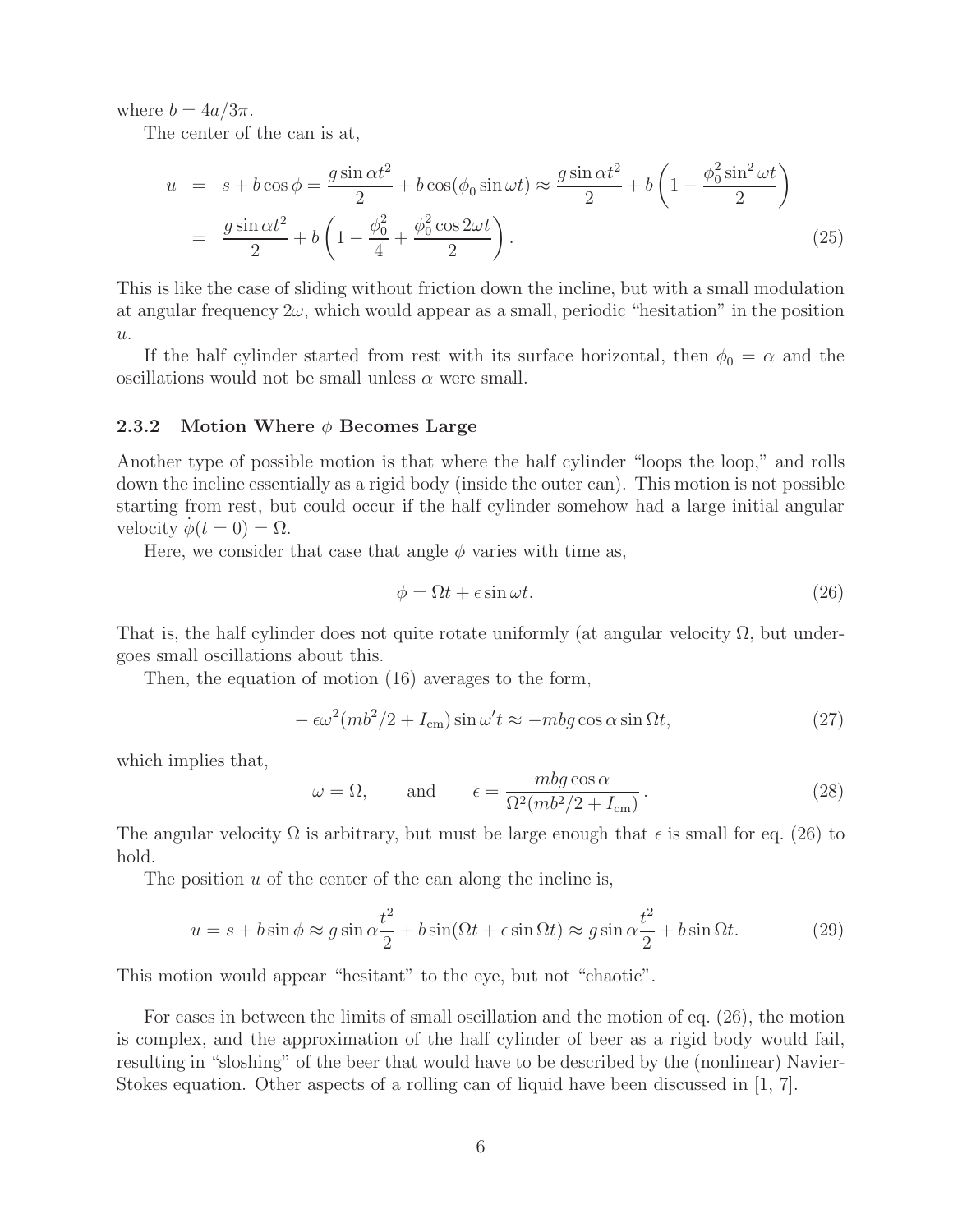where $b = 4a/3\pi$.

The center of the can is at,

$$
\begin{aligned}
u &= s + b\cos\phi = \frac{g\sin\alpha t^2}{2} + b\cos(\phi_0 \sin\omega t) \approx \frac{g\sin\alpha t^2}{2} + b\left(1 - \frac{\phi_0^2 \sin^2\omega t}{2}\right) \\
&= \frac{g\sin\alpha t^2}{2} + b\left(1 - \frac{\phi_0^2}{4} + \frac{\phi_0^2\cos 2\omega t}{2}\right).
\end{aligned} \tag{25}
$$

This is like the case of sliding without friction down the incline, but with a small modulation at angular frequency $2\omega$, which would appear as a small, periodic "hesitation" in the position $u$.

If the half cylinder started from rest with its surface horizontal, then $\phi_0 = \alpha$ and the oscillations would not be small unless $\alpha$ were small.

### 2.3.2 Motion Where $\phi$ Becomes Large

Another type of possible motion is that where the half cylinder "loops the loop," and rolls down the incline essentially as a rigid body (inside the outer can). This motion is not possible starting from rest, but could occur if the half cylinder somehow had a large initial angular velocity $\dot\phi(t = 0) = \Omega$.

Here, we consider that case that angle $\phi$ varies with time as,

$$
\phi = \Omega t + \epsilon \sin\omega t. \tag{26}
$$

That is, the half cylinder does not quite rotate uniformly (at angular velocity $\Omega$, but undergoes small oscillations about this.

Then, the equation of motion (16) averages to the form,

$$
-\epsilon\omega^2(mb^2/2 + I_{\rm cm})\sin\omega' t \approx -mbg\cos\alpha\sin\Omega t, \tag{27}
$$

which implies that,

$$
\omega = \Omega, \qquad \text{and} \qquad \epsilon = \frac{mbg\cos\alpha}{\Omega^2(mb^2/2 + I_{\rm cm})}. \tag{28}
$$

The angular velocity $\Omega$ is arbitrary, but must be large enough that $\epsilon$ is small for eq. (26) to hold.

The position $u$ of the center of the can along the incline is,

$$
u = s + b\sin\phi \approx g\sin\alpha\frac{t^2}{2} + b\sin(\Omega t + \epsilon\sin\Omega t) \approx g\sin\alpha\frac{t^2}{2} + b\sin\Omega t. \tag{29}
$$

This motion would appear "hesitant" to the eye, but not "chaotic".

For cases in between the limits of small oscillation and the motion of eq. (26), the motion is complex, and the approximation of the half cylinder of beer as a rigid body would fail, resulting in "sloshing" of the beer that would have to be described by the (nonlinear) Navier-Stokes equation. Other aspects of a rolling can of liquid have been discussed in [1, 7].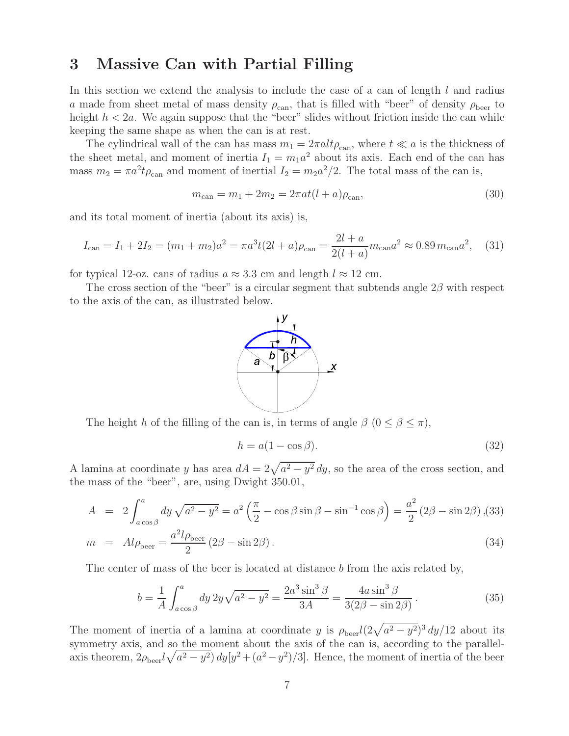## 3 Massive Can with Partial Filling

In this section we extend the analysis to include the case of a can of length $l$ and radius $a$ made from sheet metal of mass density $\rho_{\rm can}$, that is filled with "beer" of density $\rho_{\rm beer}$ to height $h < 2a$. We again suppose that the "beer" slides without friction inside the can while keeping the same shape as when the can is at rest.

The cylindrical wall of the can has mass $m_1 = 2\pi alt\rho_{\rm can}$, where $t \ll a$ is the thickness of the sheet metal, and moment of inertia $I_1 = m_1 a^2$ about its axis. Each end of the can has mass $m_2 = \pi a^2 t\rho_{\rm can}$ and moment of inertial $I_2 = m_2 a^2/2$. The total mass of the can is,

$$m_{\rm can} = m_1 + 2m_2 = 2\pi at(l + a)\rho_{\rm can}, \tag{30}$$

and its total moment of inertia (about its axis) is,

$$I_{\rm can} = I_1 + 2I_2 = (m_1 + m_2)a^2 = \pi a^3 t(2l + a)\rho_{\rm can} = \frac{2l + a}{2(l + a)} m_{\rm can} a^2 \approx 0.89\, m_{\rm can} a^2, \tag{31}$$

for typical 12-oz. cans of radius $a \approx 3.3$ cm and length $l \approx 12$ cm.

The cross section of the "beer" is a circular segment that subtends angle $2\beta$ with respect to the axis of the can, as illustrated below.

The height $h$ of the filling of the can is, in terms of angle $\beta$ ($0 \le \beta \le \pi$),

$$h = a(1 - \cos\beta). \tag{32}$$

A lamina at coordinate $y$ has area $dA = 2\sqrt{a^2 - y^2}\, dy$, so the area of the cross section, and the mass of the "beer", are, using Dwight 350.01,

$$A = 2\int_{a\cos\beta}^{a} dy\, \sqrt{a^2 - y^2} = a^2\left(\frac{\pi}{2} - \cos\beta\sin\beta - \sin^{-1}\cos\beta\right) = \frac{a^2}{2}\left(2\beta - \sin 2\beta\right), \tag{33}$$

$$m = Al\rho_{\rm beer} = \frac{a^2 l\rho_{\rm beer}}{2}\left(2\beta - \sin 2\beta\right). \tag{34}$$

The center of mass of the beer is located at distance $b$ from the axis related by,

$$b = \frac{1}{A}\int_{a\cos\beta}^{a} dy\, 2y\sqrt{a^2 - y^2} = \frac{2a^3\sin^3\beta}{3A} = \frac{4a\sin^3\beta}{3(2\beta - \sin 2\beta)}. \tag{35}$$

The moment of inertia of a lamina at coordinate $y$ is $\rho_{\rm beer} l(2\sqrt{a^2 - y^2})^3\, dy/12$ about its symmetry axis, and so the moment about the axis of the can is, according to the parallel-axis theorem, $2\rho_{\rm beer} l\sqrt{a^2 - y^2})\, dy[y^2 + (a^2 - y^2)/3]$. Hence, the moment of inertia of the beer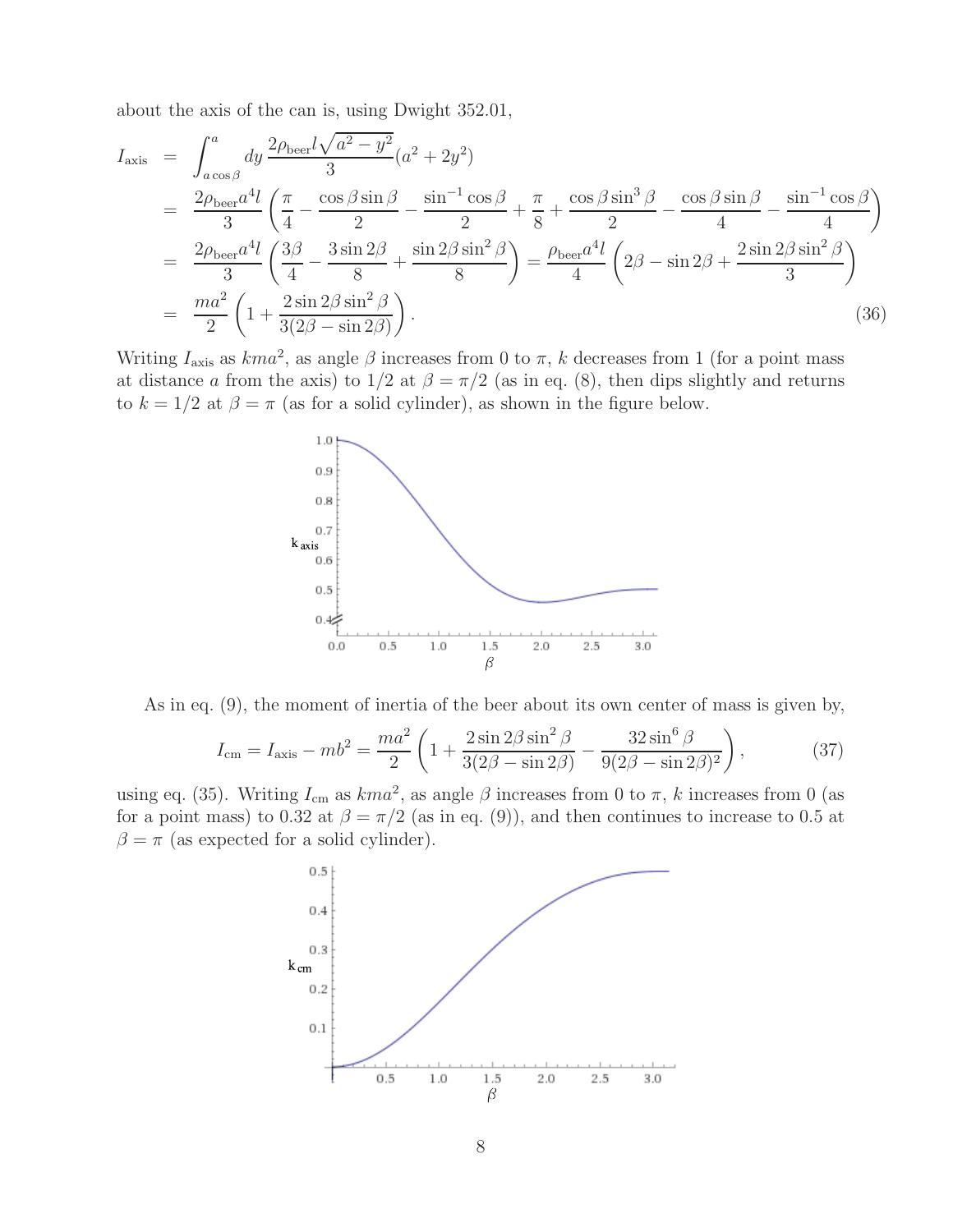about the axis of the can is, using Dwight 352.01,

$$
\begin{aligned}
I_{\rm axis} &= \int_{a\cos\beta}^{a} dy\, \frac{2\rho_{\rm beer} l\sqrt{a^2-y^2}}{3}(a^2+2y^2) \\
&= \frac{2\rho_{\rm beer}a^4 l}{3}\left(\frac{\pi}{4} - \frac{\cos\beta\sin\beta}{2} - \frac{\sin^{-1}\cos\beta}{2} + \frac{\pi}{8} + \frac{\cos\beta\sin^3\beta}{2} - \frac{\cos\beta\sin\beta}{4} - \frac{\sin^{-1}\cos\beta}{4}\right) \\
&= \frac{2\rho_{\rm beer}a^4 l}{3}\left(\frac{3\beta}{4} - \frac{3\sin 2\beta}{8} + \frac{\sin 2\beta\sin^2\beta}{8}\right) = \frac{\rho_{\rm beer}a^4 l}{4}\left(2\beta - \sin 2\beta + \frac{2\sin 2\beta\sin^2\beta}{3}\right) \\
&= \frac{ma^2}{2}\left(1 + \frac{2\sin 2\beta\sin^2\beta}{3(2\beta - \sin 2\beta)}\right). \qquad (36)
\end{aligned}
$$

Writing $I_{\rm axis}$ as $kma^2$, as angle $\beta$ increases from 0 to $\pi$, $k$ decreases from 1 (for a point mass at distance $a$ from the axis) to 1/2 at $\beta = \pi/2$ (as in eq. (8), then dips slightly and returns to $k = 1/2$ at $\beta = \pi$ (as for a solid cylinder), as shown in the figure below.

As in eq. (9), the moment of inertia of the beer about its own center of mass is given by,

$$
I_{\rm cm} = I_{\rm axis} - mb^2 = \frac{ma^2}{2}\left(1 + \frac{2\sin 2\beta\sin^2\beta}{3(2\beta - \sin 2\beta)} - \frac{32\sin^6\beta}{9(2\beta - \sin 2\beta)^2}\right), \qquad (37)
$$

using eq. (35). Writing $I_{\rm cm}$ as $kma^2$, as angle $\beta$ increases from 0 to $\pi$, $k$ increases from 0 (as for a point mass) to 0.32 at $\beta = \pi/2$ (as in eq. (9)), and then continues to increase to 0.5 at $\beta = \pi$ (as expected for a solid cylinder).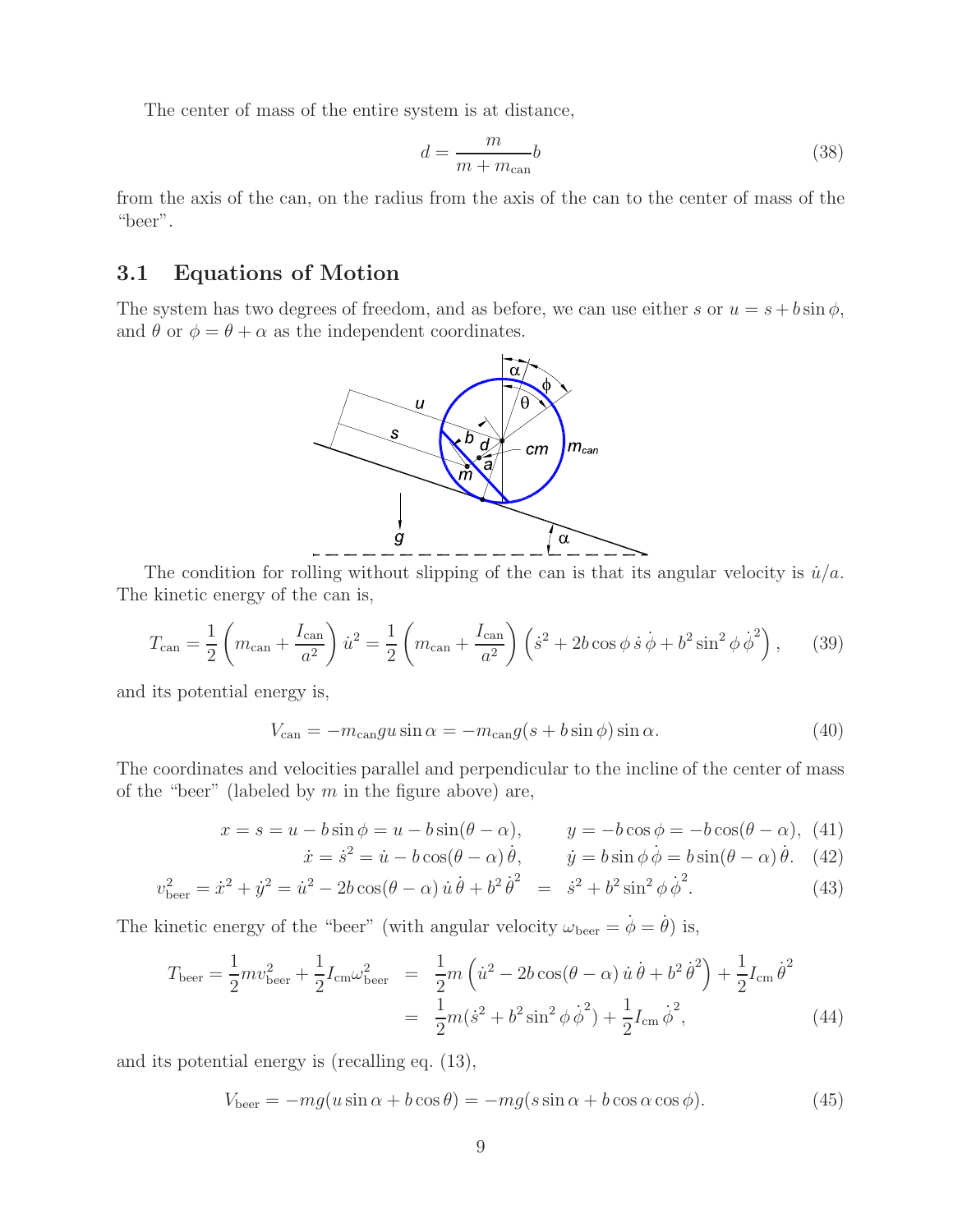The center of mass of the entire system is at distance,

$$
d = \frac{m}{m + m_{\rm can}} b \tag{38}
$$

from the axis of the can, on the radius from the axis of the can to the center of mass of the "beer".

### 3.1 Equations of Motion

The system has two degrees of freedom, and as before, we can use either $s$ or $u = s + b \sin \phi$, and $\theta$ or $\phi = \theta + \alpha$ as the independent coordinates.

The condition for rolling without slipping of the can is that its angular velocity is $\dot{u}/a$. The kinetic energy of the can is,

$$
T_{\rm can} = \frac{1}{2}\left(m_{\rm can} + \frac{I_{\rm can}}{a^2}\right)\dot{u}^2 = \frac{1}{2}\left(m_{\rm can} + \frac{I_{\rm can}}{a^2}\right)\left(\dot{s}^2 + 2b\cos\phi\,\dot{s}\,\dot{\phi} + b^2\sin^2\phi\,\dot{\phi}^2\right), \tag{39}
$$

and its potential energy is,

$$
V_{\rm can} = -m_{\rm can} g u \sin\alpha = -m_{\rm can} g (s + b\sin\phi)\sin\alpha. \tag{40}
$$

The coordinates and velocities parallel and perpendicular to the incline of the center of mass of the "beer" (labeled by $m$ in the figure above) are,

$$
x = s = u - b\sin\phi = u - b\sin(\theta - \alpha), \qquad y = -b\cos\phi = -b\cos(\theta - \alpha), \tag{41}
$$

$$
\dot{x} = \dot{s}^2 = \dot{u} - b\cos(\theta - \alpha)\,\dot{\theta}, \qquad \dot{y} = b\sin\phi\,\dot{\phi} = b\sin(\theta - \alpha)\,\dot{\theta}. \tag{42}
$$

$$
v_{\rm beer}^2 = \dot{x}^2 + \dot{y}^2 = \dot{u}^2 - 2b\cos(\theta - \alpha)\,\dot{u}\,\dot{\theta} + b^2\,\dot{\theta}^2 \;=\; \dot{s}^2 + b^2\sin^2\phi\,\dot{\phi}^2. \tag{43}
$$

The kinetic energy of the "beer" (with angular velocity $\omega_{\rm beer} = \dot{\phi} = \dot{\theta}$) is,

$$
\begin{aligned}
T_{\rm beer} = \frac{1}{2} m v_{\rm beer}^2 + \frac{1}{2} I_{\rm cm}\omega_{\rm beer}^2 &= \frac{1}{2} m\left(\dot{u}^2 - 2b\cos(\theta - \alpha)\,\dot{u}\,\dot{\theta} + b^2\,\dot{\theta}^2\right) + \frac{1}{2} I_{\rm cm}\,\dot{\theta}^2 \\
&= \frac{1}{2} m(\dot{s}^2 + b^2\sin^2\phi\,\dot{\phi}^2) + \frac{1}{2} I_{\rm cm}\,\dot{\phi}^2,
\end{aligned} \tag{44}
$$

and its potential energy is (recalling eq. (13),

$$
V_{\rm beer} = -mg(u\sin\alpha + b\cos\theta) = -mg(s\sin\alpha + b\cos\alpha\cos\phi). \tag{45}
$$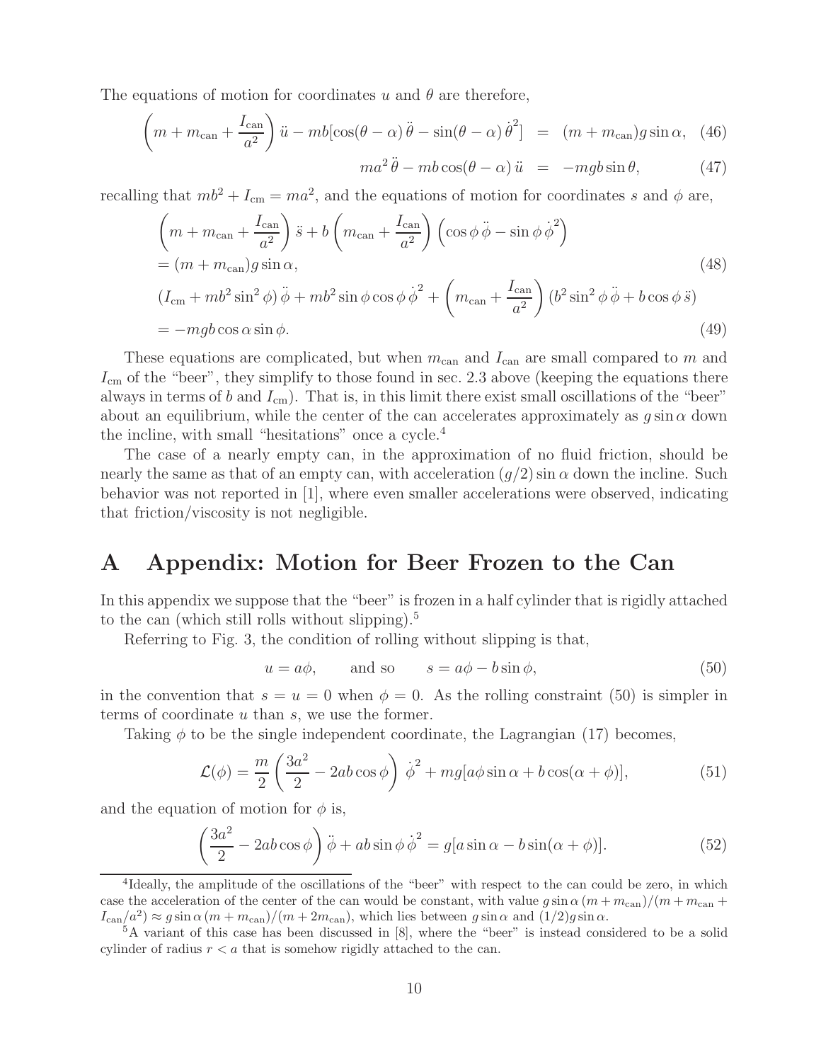The equations of motion for coordinates $u$ and $\theta$ are therefore,

$$\left(m + m_{\rm can} + \frac{I_{\rm can}}{a^2}\right)\ddot{u} - mb[\cos(\theta - \alpha)\,\ddot{\theta} - \sin(\theta - \alpha)\,\dot{\theta}^2] \;=\; (m + m_{\rm can})g\sin\alpha, \quad (46)$$

$$ma^2\,\ddot{\theta} - mb\cos(\theta - \alpha)\,\ddot{u} \;=\; -mgb\sin\theta, \quad (47)$$

recalling that $mb^2 + I_{\rm cm} = ma^2$, and the equations of motion for coordinates $s$ and $\phi$ are,

$$\left(m + m_{\rm can} + \frac{I_{\rm can}}{a^2}\right)\ddot{s} + b\left(m_{\rm can} + \frac{I_{\rm can}}{a^2}\right)\left(\cos\phi\,\ddot{\phi} - \sin\phi\,\dot{\phi}^2\right)$$
$$= (m + m_{\rm can})g\sin\alpha, \quad (48)$$
$$(I_{\rm cm} + mb^2\sin^2\phi)\,\ddot{\phi} + mb^2\sin\phi\cos\phi\,\dot{\phi}^2 + \left(m_{\rm can} + \frac{I_{\rm can}}{a^2}\right)(b^2\sin^2\phi\,\ddot{\phi} + b\cos\phi\,\ddot{s})$$
$$= -mgb\cos\alpha\sin\phi. \quad (49)$$

These equations are complicated, but when $m_{\rm can}$ and $I_{\rm can}$ are small compared to $m$ and $I_{\rm cm}$ of the "beer", they simplify to those found in sec. 2.3 above (keeping the equations there always in terms of $b$ and $I_{\rm cm}$). That is, in this limit there exist small oscillations of the "beer" about an equilibrium, while the center of the can accelerates approximately as $g\sin\alpha$ down the incline, with small "hesitations" once a cycle.[4]

The case of a nearly empty can, in the approximation of no fluid friction, should be nearly the same as that of an empty can, with acceleration $(g/2)\sin\alpha$ down the incline. Such behavior was not reported in [1], where even smaller accelerations were observed, indicating that friction/viscosity is not negligible.

# A Appendix: Motion for Beer Frozen to the Can

In this appendix we suppose that the "beer" is frozen in a half cylinder that is rigidly attached to the can (which still rolls without slipping).[5]

Referring to Fig. 3, the condition of rolling without slipping is that,

$$u = a\phi, \qquad \text{and so} \qquad s = a\phi - b\sin\phi, \quad (50)$$

in the convention that $s = u = 0$ when $\phi = 0$. As the rolling constraint (50) is simpler in terms of coordinate $u$ than $s$, we use the former.

Taking $\phi$ to be the single independent coordinate, the Lagrangian (17) becomes,

$$\mathcal{L}(\phi) = \frac{m}{2}\left(\frac{3a^2}{2} - 2ab\cos\phi\right)\dot{\phi}^2 + mg[a\phi\sin\alpha + b\cos(\alpha + \phi)], \quad (51)$$

and the equation of motion for $\phi$ is,

$$\left(\frac{3a^2}{2} - 2ab\cos\phi\right)\ddot{\phi} + ab\sin\phi\,\dot{\phi}^2 = g[a\sin\alpha - b\sin(\alpha + \phi)]. \quad (52)$$

---

[4] Ideally, the amplitude of the oscillations of the "beer" with respect to the can could be zero, in which case the acceleration of the center of the can would be constant, with value $g\sin\alpha\,(m + m_{\rm can})/(m + m_{\rm can} + I_{\rm can}/a^2) \approx g\sin\alpha\,(m + m_{\rm can})/(m + 2m_{\rm can})$, which lies between $g\sin\alpha$ and $(1/2)g\sin\alpha$.

[5] A variant of this case has been discussed in [8], where the "beer" is instead considered to be a solid cylinder of radius $r < a$ that is somehow rigidly attached to the can.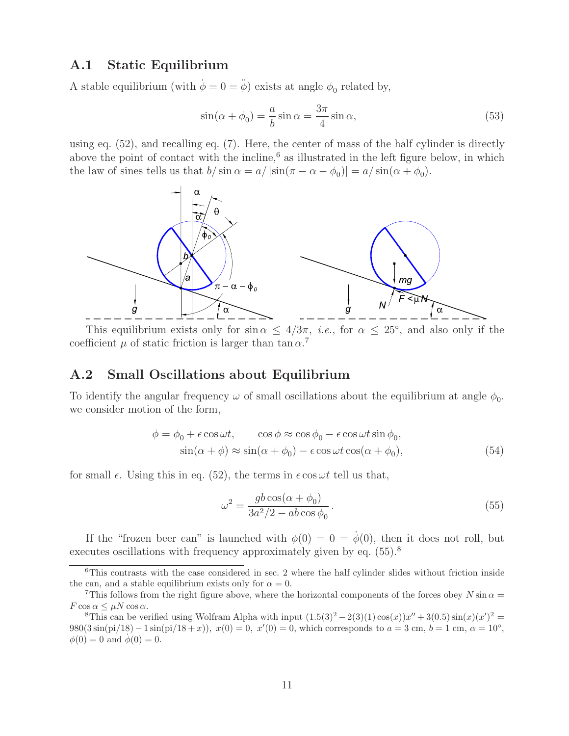## A.1 Static Equilibrium

A stable equilibrium (with $\dot{\phi} = 0 = \ddot{\phi}$) exists at angle $\phi_0$ related by,

$$\sin(\alpha + \phi_0) = \frac{a}{b}\sin\alpha = \frac{3\pi}{4}\sin\alpha, \tag{53}$$

using eq. (52), and recalling eq. (7). Here, the center of mass of the half cylinder is directly above the point of contact with the incline,[6] as illustrated in the left figure below, in which the law of sines tells us that $b/\sin\alpha = a/|\sin(\pi - \alpha - \phi_0)| = a/\sin(\alpha + \phi_0)$.

This equilibrium exists only for $\sin\alpha \le 4/3\pi$, *i.e.*, for $\alpha \le 25°$, and also only if the coefficient $\mu$ of static friction is larger than $\tan\alpha$.[7]

## A.2 Small Oscillations about Equilibrium

To identify the angular frequency $\omega$ of small oscillations about the equilibrium at angle $\phi_0$. we consider motion of the form,

$$\phi = \phi_0 + \epsilon\cos\omega t, \qquad \cos\phi \approx \cos\phi_0 - \epsilon\cos\omega t\sin\phi_0,$$
$$\sin(\alpha + \phi) \approx \sin(\alpha + \phi_0) - \epsilon\cos\omega t\cos(\alpha + \phi_0), \tag{54}$$

for small $\epsilon$. Using this in eq. (52), the terms in $\epsilon\cos\omega t$ tell us that,

$$\omega^2 = \frac{gb\cos(\alpha + \phi_0)}{3a^2/2 - ab\cos\phi_0}. \tag{55}$$

If the "frozen beer can" is launched with $\phi(0) = 0 = \dot{\phi}(0)$, then it does not roll, but executes oscillations with frequency approximately given by eq. (55).[8]

---

[6] This contrasts with the case considered in sec. 2 where the half cylinder slides without friction inside the can, and a stable equilibrium exists only for $\alpha = 0$.

[7] This follows from the right figure above, where the horizontal components of the forces obey $N\sin\alpha = F\cos\alpha \le \mu N\cos\alpha$.

[8] This can be verified using Wolfram Alpha with input $(1.5(3)^2 - 2(3)(1)\cos(x))x'' + 3(0.5)\sin(x)(x')^2 = 980(3\sin(\text{pi}/18) - 1\sin(\text{pi}/18 + x)),\ x(0) = 0,\ x'(0) = 0$, which corresponds to $a = 3$ cm, $b = 1$ cm, $\alpha = 10°$, $\phi(0) = 0$ and $\dot{\phi}(0) = 0$.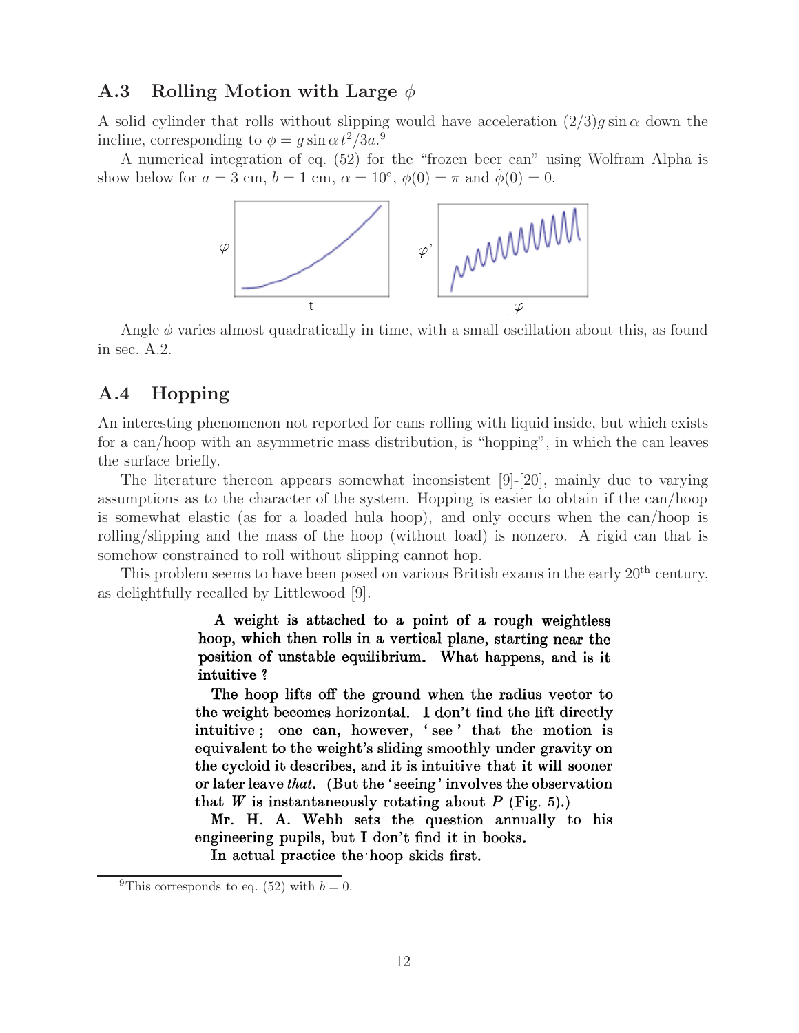## A.3 Rolling Motion with Large $\phi$

A solid cylinder that rolls without slipping would have acceleration $(2/3)g \sin\alpha$ down the incline, corresponding to $\phi = g \sin\alpha \, t^2/3a$.[9]

A numerical integration of eq. (52) for the "frozen beer can" using Wolfram Alpha is show below for $a = 3$ cm, $b = 1$ cm, $\alpha = 10°$, $\phi(0) = \pi$ and $\dot\phi(0) = 0$.

Angle $\phi$ varies almost quadratically in time, with a small oscillation about this, as found in sec. A.2.

## A.4 Hopping

An interesting phenomenon not reported for cans rolling with liquid inside, but which exists for a can/hoop with an asymmetric mass distribution, is "hopping", in which the can leaves the surface briefly.

The literature thereon appears somewhat inconsistent [9]-[20], mainly due to varying assumptions as to the character of the system. Hopping is easier to obtain if the can/hoop is somewhat elastic (as for a loaded hula hoop), and only occurs when the can/hoop is rolling/slipping and the mass of the hoop (without load) is nonzero. A rigid can that is somehow constrained to roll without slipping cannot hop.

This problem seems to have been posed on various British exams in the early 20th century, as delightfully recalled by Littlewood [9].

> **A weight is attached to a point of a rough weightless hoop, which then rolls in a vertical plane, starting near the position of unstable equilibrium. What happens, and is it intuitive ?**
>
> **The hoop lifts off the ground when the radius vector to the weight becomes horizontal. I don't find the lift directly intuitive ; one can, however, 'see' that the motion is equivalent to the weight's sliding smoothly under gravity on the cycloid it describes, and it is intuitive that it will sooner or later leave *that*. (But the 'seeing' involves the observation that *W* is instantaneously rotating about *P* (Fig. 5).)**
>
> **Mr. H. A. Webb sets the question annually to his engineering pupils, but I don't find it in books.**
>
> **In actual practice the hoop skids first.**

[9] This corresponds to eq. (52) with $b = 0$.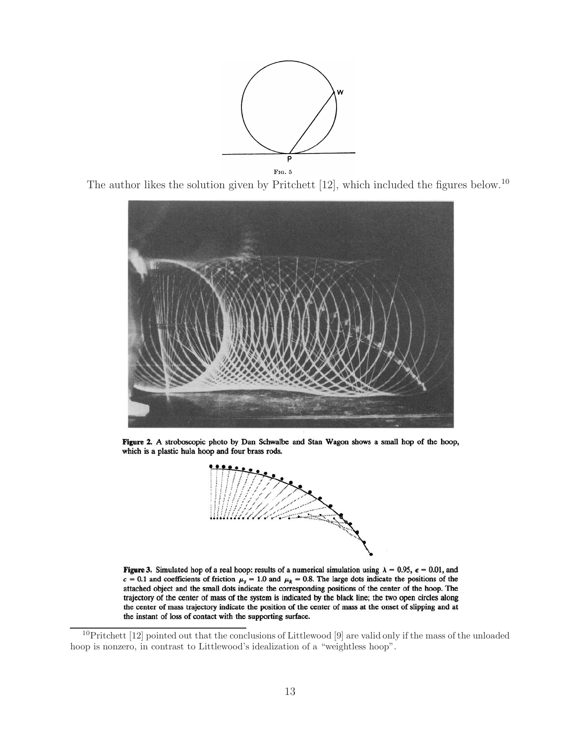Fig. 5

The author likes the solution given by Pritchett [12], which included the figures below.[10]

**Figure 2.** A stroboscopic photo by Dan Schwalbe and Stan Wagon shows a small hop of the hoop, which is a plastic hula hoop and four brass rods.

**Figure 3.** Simulated hop of a real hoop: results of a numerical simulation using $\lambda = 0.95$, $\epsilon = 0.01$, and $c = 0.1$ and coefficients of friction $\mu_s = 1.0$ and $\mu_k = 0.8$. The large dots indicate the positions of the attached object and the small dots indicate the corresponding positions of the center of the hoop. The trajectory of the center of mass of the system is indicated by the black line; the two open circles along the center of mass trajectory indicate the position of the center of mass at the onset of slipping and at the instant of loss of contact with the supporting surface.

[10] Pritchett [12] pointed out that the conclusions of Littlewood [9] are valid only if the mass of the unloaded hoop is nonzero, in contrast to Littlewood's idealization of a "weightless hoop".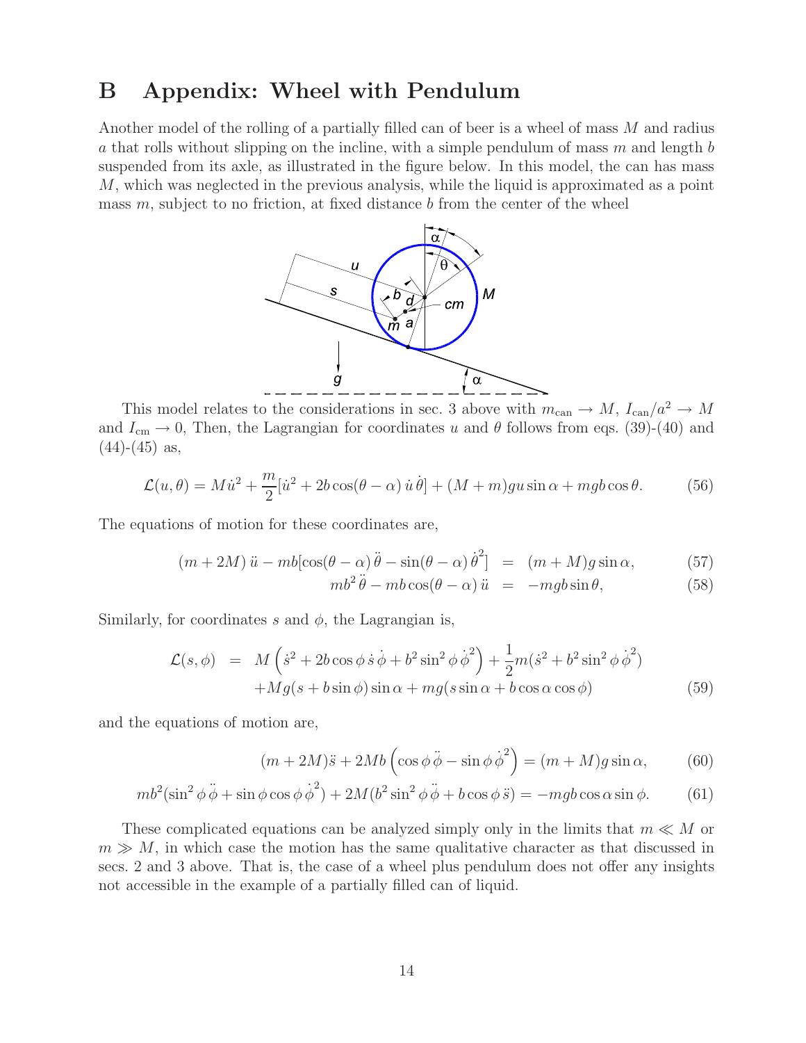## B Appendix: Wheel with Pendulum

Another model of the rolling of a partially filled can of beer is a wheel of mass $M$ and radius $a$ that rolls without slipping on the incline, with a simple pendulum of mass $m$ and length $b$ suspended from its axle, as illustrated in the figure below. In this model, the can has mass $M$, which was neglected in the previous analysis, while the liquid is approximated as a point mass $m$, subject to no friction, at fixed distance $b$ from the center of the wheel

This model relates to the considerations in sec. 3 above with $m_{\rm can} \to M$, $I_{\rm can}/a^2 \to M$ and $I_{\rm cm} \to 0$, Then, the Lagrangian for coordinates $u$ and $\theta$ follows from eqs. (39)-(40) and (44)-(45) as,

$$\mathcal{L}(u, \theta) = M \dot{u}^2 + \frac{m}{2}[\dot{u}^2 + 2b\cos(\theta - \alpha)\,\dot{u}\,\dot{\theta}] + (M + m)gu\sin\alpha + mgb\cos\theta. \tag{56}$$

The equations of motion for these coordinates are,

$$(m + 2M)\,\ddot{u} - mb[\cos(\theta - \alpha)\,\ddot{\theta} - \sin(\theta - \alpha)\,\dot{\theta}^2] = (m + M)g\sin\alpha, \tag{57}$$

$$mb^2\,\ddot{\theta} - mb\cos(\theta - \alpha)\,\ddot{u} = -mgb\sin\theta, \tag{58}$$

Similarly, for coordinates $s$ and $\phi$, the Lagrangian is,

$$\begin{aligned}\mathcal{L}(s, \phi) &= M\left(\dot{s}^2 + 2b\cos\phi\,\dot{s}\,\dot{\phi} + b^2\sin^2\phi\,\dot{\phi}^2\right) + \frac{1}{2}m(\dot{s}^2 + b^2\sin^2\phi\,\dot{\phi}^2) \\ &\quad + Mg(s + b\sin\phi)\sin\alpha + mg(s\sin\alpha + b\cos\alpha\cos\phi)\end{aligned} \tag{59}$$

and the equations of motion are,

$$(m + 2M)\ddot{s} + 2Mb\left(\cos\phi\,\ddot{\phi} - \sin\phi\,\dot{\phi}^2\right) = (m + M)g\sin\alpha, \tag{60}$$

$$mb^2(\sin^2\phi\,\ddot{\phi} + \sin\phi\cos\phi\,\dot{\phi}^2) + 2M(b^2\sin^2\phi\,\ddot{\phi} + b\cos\phi\,\ddot{s}) = -mgb\cos\alpha\sin\phi. \tag{61}$$

These complicated equations can be analyzed simply only in the limits that $m \ll M$ or $m \gg M$, in which case the motion has the same qualitative character as that discussed in secs. 2 and 3 above. That is, the case of a wheel plus pendulum does not offer any insights not accessible in the example of a partially filled can of liquid.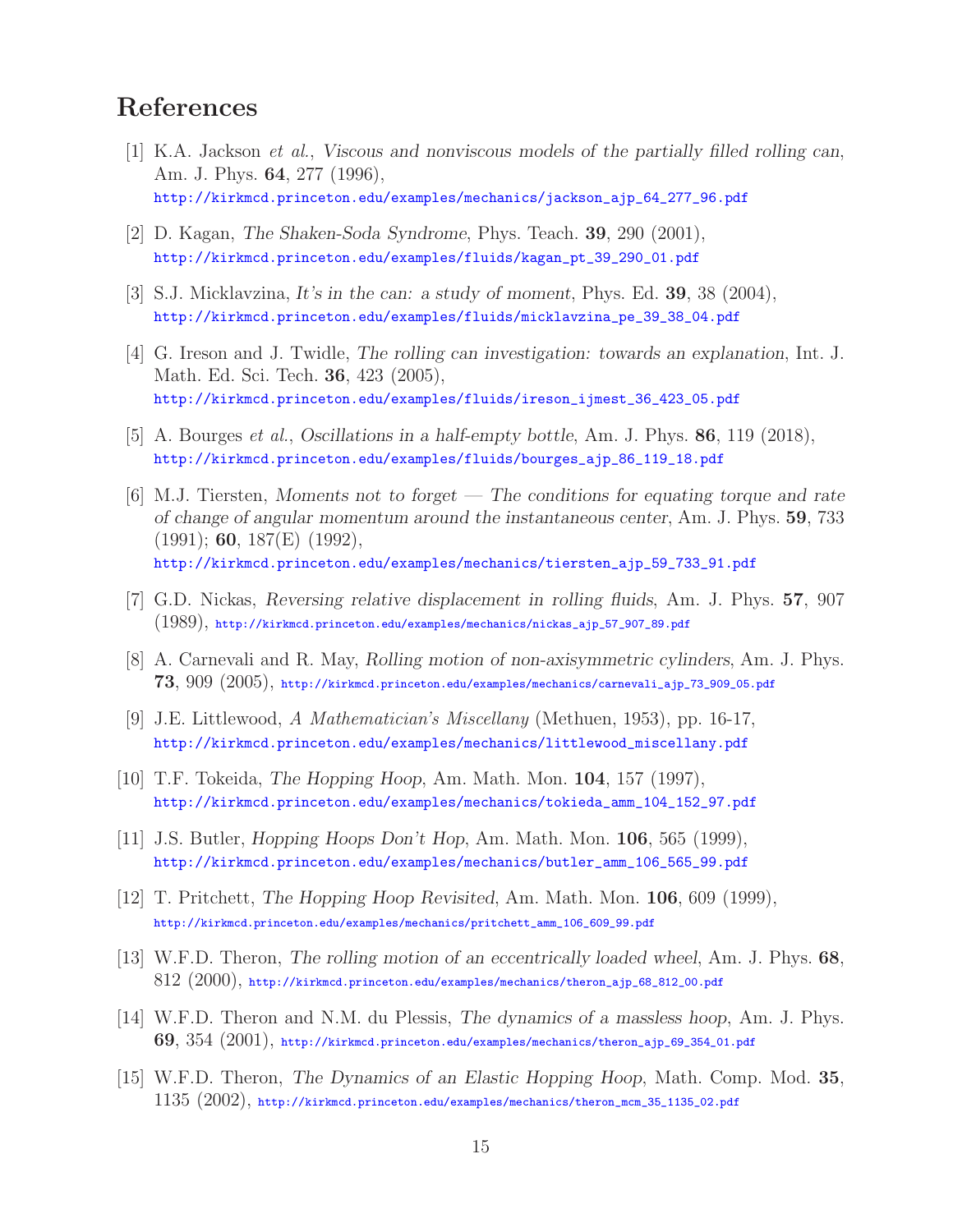## References

[1] K.A. Jackson *et al.*, *Viscous and nonviscous models of the partially filled rolling can*, Am. J. Phys. **64**, 277 (1996),
http://kirkmcd.princeton.edu/examples/mechanics/jackson_ajp_64_277_96.pdf

[2] D. Kagan, *The Shaken-Soda Syndrome*, Phys. Teach. **39**, 290 (2001),
http://kirkmcd.princeton.edu/examples/fluids/kagan_pt_39_290_01.pdf

[3] S.J. Micklavzina, *It's in the can: a study of moment*, Phys. Ed. **39**, 38 (2004),
http://kirkmcd.princeton.edu/examples/fluids/micklavzina_pe_39_38_04.pdf

[4] G. Ireson and J. Twidle, *The rolling can investigation: towards an explanation*, Int. J. Math. Ed. Sci. Tech. **36**, 423 (2005),
http://kirkmcd.princeton.edu/examples/fluids/ireson_ijmest_36_423_05.pdf

[5] A. Bourges *et al.*, *Oscillations in a half-empty bottle*, Am. J. Phys. **86**, 119 (2018),
http://kirkmcd.princeton.edu/examples/fluids/bourges_ajp_86_119_18.pdf

[6] M.J. Tiersten, *Moments not to forget — The conditions for equating torque and rate of change of angular momentum around the instantaneous center*, Am. J. Phys. **59**, 733 (1991); **60**, 187(E) (1992),
http://kirkmcd.princeton.edu/examples/mechanics/tiersten_ajp_59_733_91.pdf

[7] G.D. Nickas, *Reversing relative displacement in rolling fluids*, Am. J. Phys. **57**, 907 (1989), http://kirkmcd.princeton.edu/examples/mechanics/nickas_ajp_57_907_89.pdf

[8] A. Carnevali and R. May, *Rolling motion of non-axisymmetric cylinders*, Am. J. Phys. **73**, 909 (2005), http://kirkmcd.princeton.edu/examples/mechanics/carnevali_ajp_73_909_05.pdf

[9] J.E. Littlewood, *A Mathematician's Miscellany* (Methuen, 1953), pp. 16-17,
http://kirkmcd.princeton.edu/examples/mechanics/littlewood_miscellany.pdf

[10] T.F. Tokeida, *The Hopping Hoop*, Am. Math. Mon. **104**, 157 (1997),
http://kirkmcd.princeton.edu/examples/mechanics/tokieda_amm_104_152_97.pdf

[11] J.S. Butler, *Hopping Hoops Don't Hop*, Am. Math. Mon. **106**, 565 (1999),
http://kirkmcd.princeton.edu/examples/mechanics/butler_amm_106_565_99.pdf

[12] T. Pritchett, *The Hopping Hoop Revisited*, Am. Math. Mon. **106**, 609 (1999),
http://kirkmcd.princeton.edu/examples/mechanics/pritchett_amm_106_609_99.pdf

[13] W.F.D. Theron, *The rolling motion of an eccentrically loaded wheel*, Am. J. Phys. **68**, 812 (2000), http://kirkmcd.princeton.edu/examples/mechanics/theron_ajp_68_812_00.pdf

[14] W.F.D. Theron and N.M. du Plessis, *The dynamics of a massless hoop*, Am. J. Phys. **69**, 354 (2001), http://kirkmcd.princeton.edu/examples/mechanics/theron_ajp_69_354_01.pdf

[15] W.F.D. Theron, *The Dynamics of an Elastic Hopping Hoop*, Math. Comp. Mod. **35**, 1135 (2002), http://kirkmcd.princeton.edu/examples/mechanics/theron_mcm_35_1135_02.pdf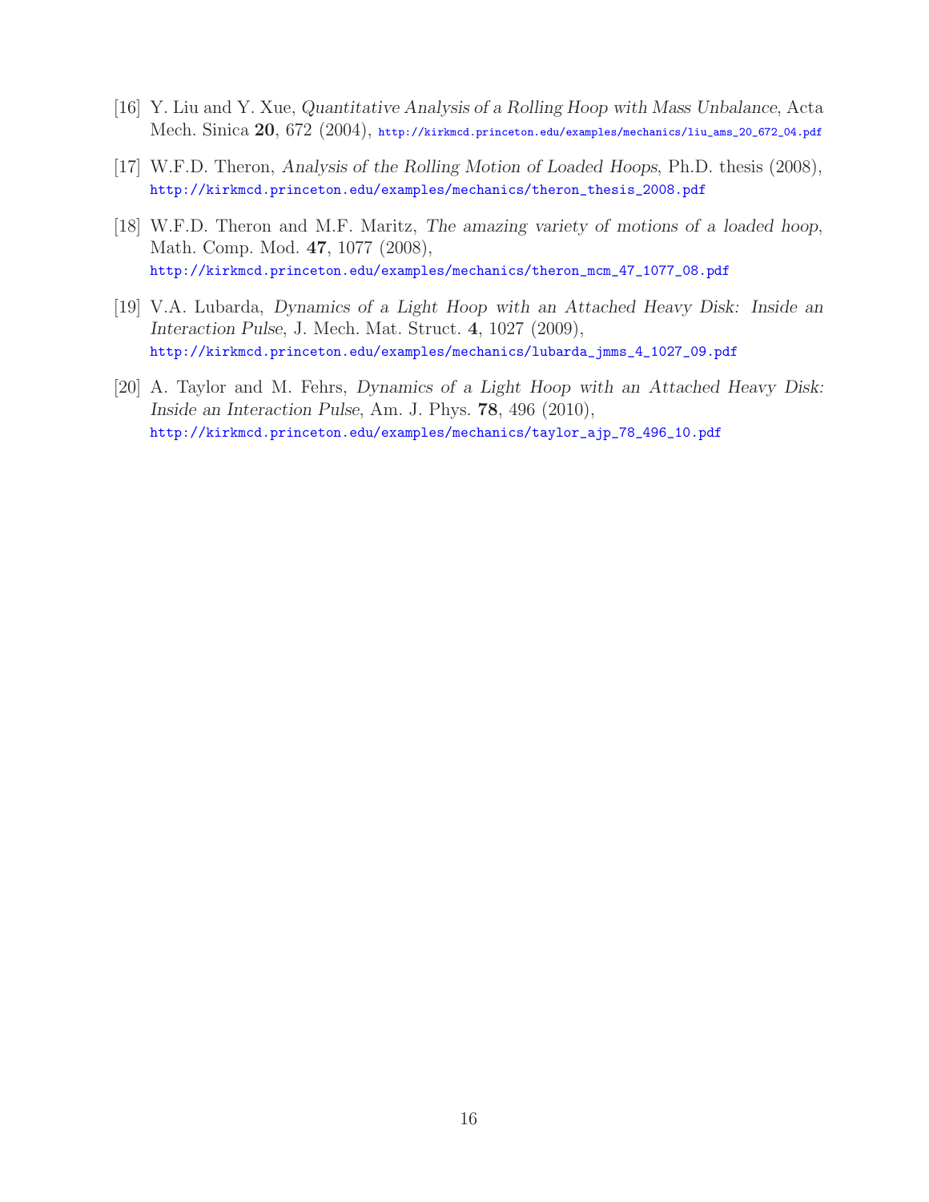[16] Y. Liu and Y. Xue, *Quantitative Analysis of a Rolling Hoop with Mass Unbalance*, Acta Mech. Sinica **20**, 672 (2004), http://kirkmcd.princeton.edu/examples/mechanics/liu_ams_20_672_04.pdf

[17] W.F.D. Theron, *Analysis of the Rolling Motion of Loaded Hoops*, Ph.D. thesis (2008), http://kirkmcd.princeton.edu/examples/mechanics/theron_thesis_2008.pdf

[18] W.F.D. Theron and M.F. Maritz, *The amazing variety of motions of a loaded hoop*, Math. Comp. Mod. **47**, 1077 (2008), http://kirkmcd.princeton.edu/examples/mechanics/theron_mcm_47_1077_08.pdf

[19] V.A. Lubarda, *Dynamics of a Light Hoop with an Attached Heavy Disk: Inside an Interaction Pulse*, J. Mech. Mat. Struct. **4**, 1027 (2009), http://kirkmcd.princeton.edu/examples/mechanics/lubarda_jmms_4_1027_09.pdf

[20] A. Taylor and M. Fehrs, *Dynamics of a Light Hoop with an Attached Heavy Disk: Inside an Interaction Pulse*, Am. J. Phys. **78**, 496 (2010), http://kirkmcd.princeton.edu/examples/mechanics/taylor_ajp_78_496_10.pdf